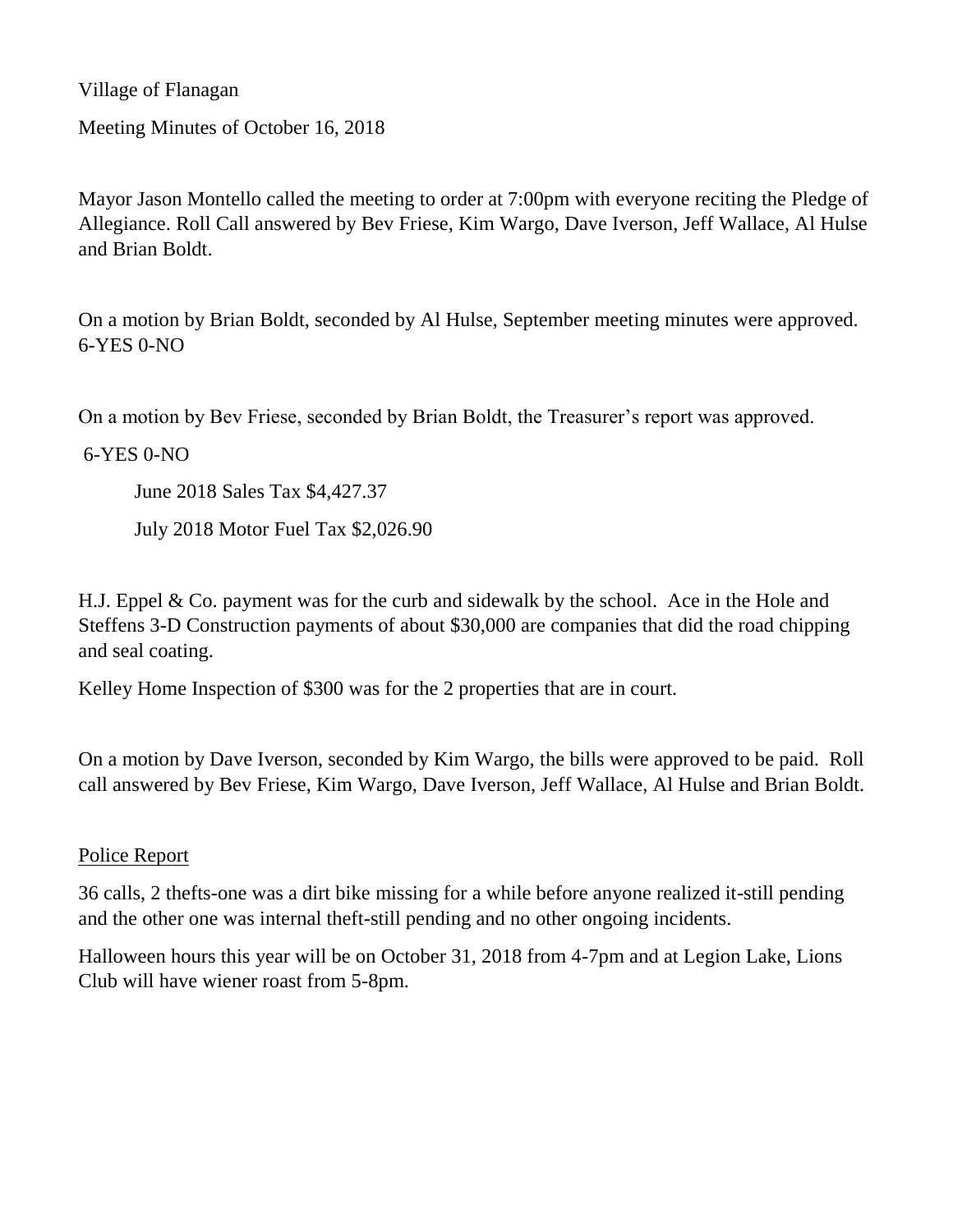Village of Flanagan

Meeting Minutes of October 16, 2018

Mayor Jason Montello called the meeting to order at 7:00pm with everyone reciting the Pledge of Allegiance. Roll Call answered by Bev Friese, Kim Wargo, Dave Iverson, Jeff Wallace, Al Hulse and Brian Boldt.

On a motion by Brian Boldt, seconded by Al Hulse, September meeting minutes were approved. 6-YES 0-NO

On a motion by Bev Friese, seconded by Brian Boldt, the Treasurer's report was approved.

6-YES 0-NO

June 2018 Sales Tax $4,427.37

July 2018 Motor Fuel Tax $2,026.90

H.J. Eppel & Co. payment was for the curb and sidewalk by the school. Ace in the Hole and Steffens 3-D Construction payments of about $30,000 are companies that did the road chipping and seal coating.

Kelley Home Inspection of $300 was for the 2 properties that are in court.

On a motion by Dave Iverson, seconded by Kim Wargo, the bills were approved to be paid. Roll call answered by Bev Friese, Kim Wargo, Dave Iverson, Jeff Wallace, Al Hulse and Brian Boldt.

## Police Report

36 calls, 2 thefts-one was a dirt bike missing for a while before anyone realized it-still pending and the other one was internal theft-still pending and no other ongoing incidents.

Halloween hours this year will be on October 31, 2018 from 4-7pm and at Legion Lake, Lions Club will have wiener roast from 5-8pm.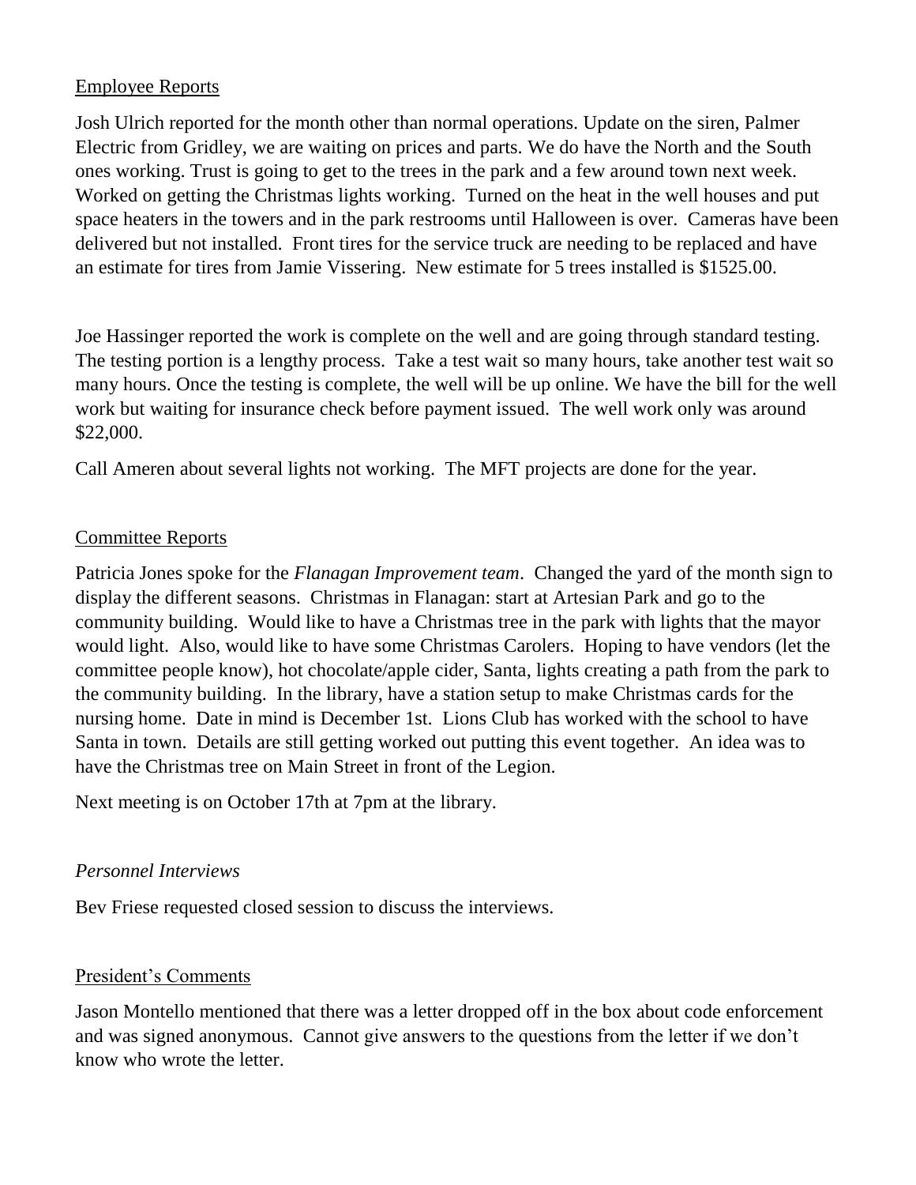## Employee Reports

Josh Ulrich reported for the month other than normal operations. Update on the siren, Palmer Electric from Gridley, we are waiting on prices and parts. We do have the North and the South ones working. Trust is going to get to the trees in the park and a few around town next week. Worked on getting the Christmas lights working. Turned on the heat in the well houses and put space heaters in the towers and in the park restrooms until Halloween is over. Cameras have been delivered but not installed. Front tires for the service truck are needing to be replaced and have an estimate for tires from Jamie Vissering. New estimate for 5 trees installed is $1525.00.

Joe Hassinger reported the work is complete on the well and are going through standard testing. The testing portion is a lengthy process. Take a test wait so many hours, take another test wait so many hours. Once the testing is complete, the well will be up online. We have the bill for the well work but waiting for insurance check before payment issued. The well work only was around $22,000.

Call Ameren about several lights not working. The MFT projects are done for the year.

## Committee Reports

Patricia Jones spoke for the *Flanagan Improvement team*. Changed the yard of the month sign to display the different seasons. Christmas in Flanagan: start at Artesian Park and go to the community building. Would like to have a Christmas tree in the park with lights that the mayor would light. Also, would like to have some Christmas Carolers. Hoping to have vendors (let the committee people know), hot chocolate/apple cider, Santa, lights creating a path from the park to the community building. In the library, have a station setup to make Christmas cards for the nursing home. Date in mind is December 1st. Lions Club has worked with the school to have Santa in town. Details are still getting worked out putting this event together. An idea was to have the Christmas tree on Main Street in front of the Legion.

Next meeting is on October 17th at 7pm at the library.

### *Personnel Interviews*

Bev Friese requested closed session to discuss the interviews.

## President's Comments

Jason Montello mentioned that there was a letter dropped off in the box about code enforcement and was signed anonymous. Cannot give answers to the questions from the letter if we don't know who wrote the letter.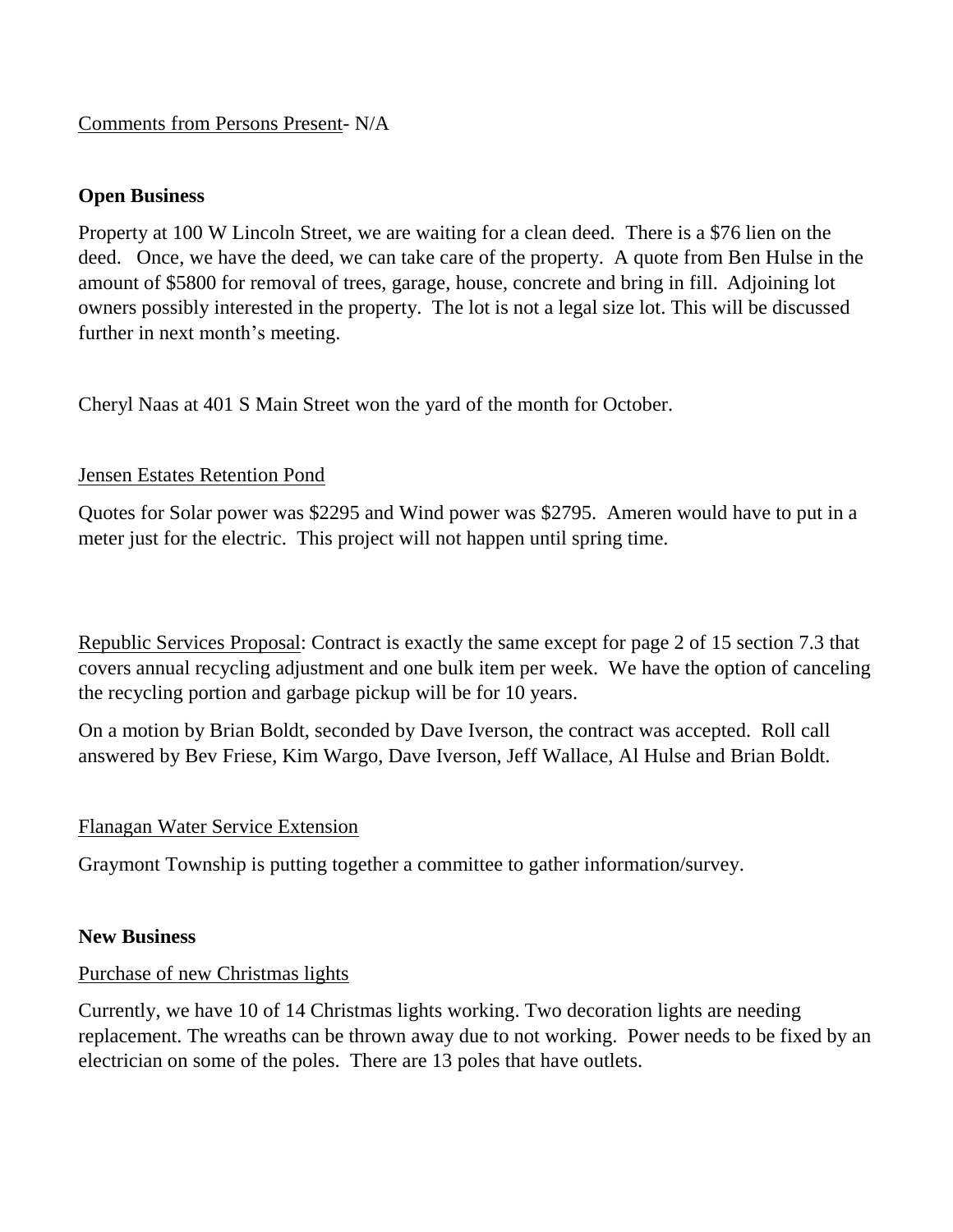Comments from Persons Present- N/A

**Open Business**

Property at 100 W Lincoln Street, we are waiting for a clean deed. There is a $76 lien on the deed. Once, we have the deed, we can take care of the property. A quote from Ben Hulse in the amount of $5800 for removal of trees, garage, house, concrete and bring in fill. Adjoining lot owners possibly interested in the property. The lot is not a legal size lot. This will be discussed further in next month's meeting.

Cheryl Naas at 401 S Main Street won the yard of the month for October.

Jensen Estates Retention Pond

Quotes for Solar power was $2295 and Wind power was $2795. Ameren would have to put in a meter just for the electric. This project will not happen until spring time.

Republic Services Proposal: Contract is exactly the same except for page 2 of 15 section 7.3 that covers annual recycling adjustment and one bulk item per week. We have the option of canceling the recycling portion and garbage pickup will be for 10 years.

On a motion by Brian Boldt, seconded by Dave Iverson, the contract was accepted. Roll call answered by Bev Friese, Kim Wargo, Dave Iverson, Jeff Wallace, Al Hulse and Brian Boldt.

Flanagan Water Service Extension

Graymont Township is putting together a committee to gather information/survey.

**New Business**

Purchase of new Christmas lights

Currently, we have 10 of 14 Christmas lights working. Two decoration lights are needing replacement. The wreaths can be thrown away due to not working. Power needs to be fixed by an electrician on some of the poles. There are 13 poles that have outlets.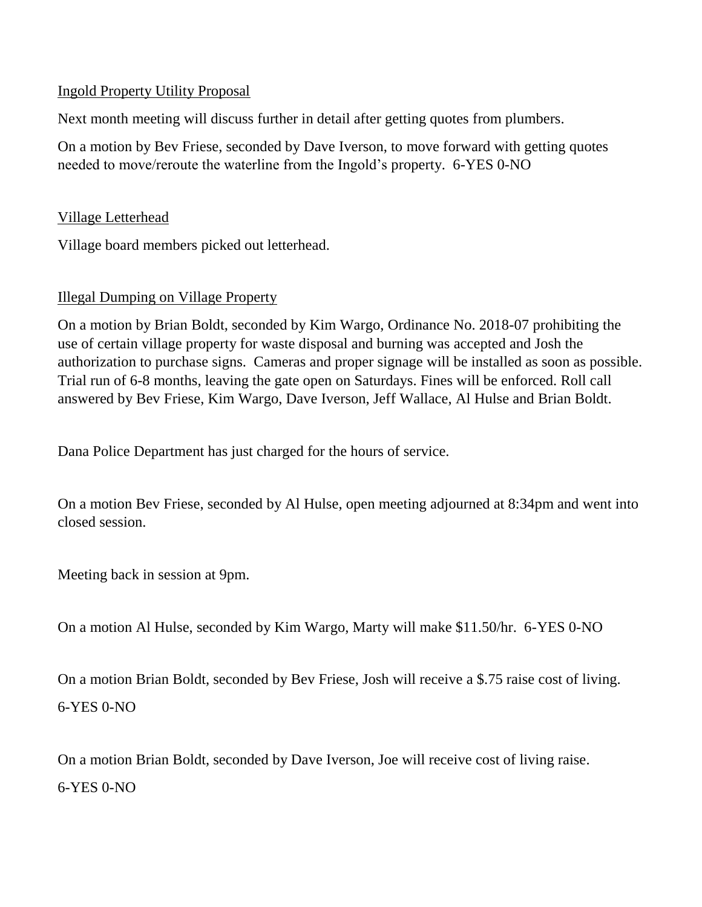Ingold Property Utility Proposal

Next month meeting will discuss further in detail after getting quotes from plumbers.

On a motion by Bev Friese, seconded by Dave Iverson, to move forward with getting quotes needed to move/reroute the waterline from the Ingold's property. 6-YES 0-NO

Village Letterhead

Village board members picked out letterhead.

Illegal Dumping on Village Property

On a motion by Brian Boldt, seconded by Kim Wargo, Ordinance No. 2018-07 prohibiting the use of certain village property for waste disposal and burning was accepted and Josh the authorization to purchase signs. Cameras and proper signage will be installed as soon as possible. Trial run of 6-8 months, leaving the gate open on Saturdays. Fines will be enforced. Roll call answered by Bev Friese, Kim Wargo, Dave Iverson, Jeff Wallace, Al Hulse and Brian Boldt.

Dana Police Department has just charged for the hours of service.

On a motion Bev Friese, seconded by Al Hulse, open meeting adjourned at 8:34pm and went into closed session.

Meeting back in session at 9pm.

On a motion Al Hulse, seconded by Kim Wargo, Marty will make $11.50/hr. 6-YES 0-NO

On a motion Brian Boldt, seconded by Bev Friese, Josh will receive a $.75 raise cost of living. 6-YES 0-NO

On a motion Brian Boldt, seconded by Dave Iverson, Joe will receive cost of living raise. 6-YES 0-NO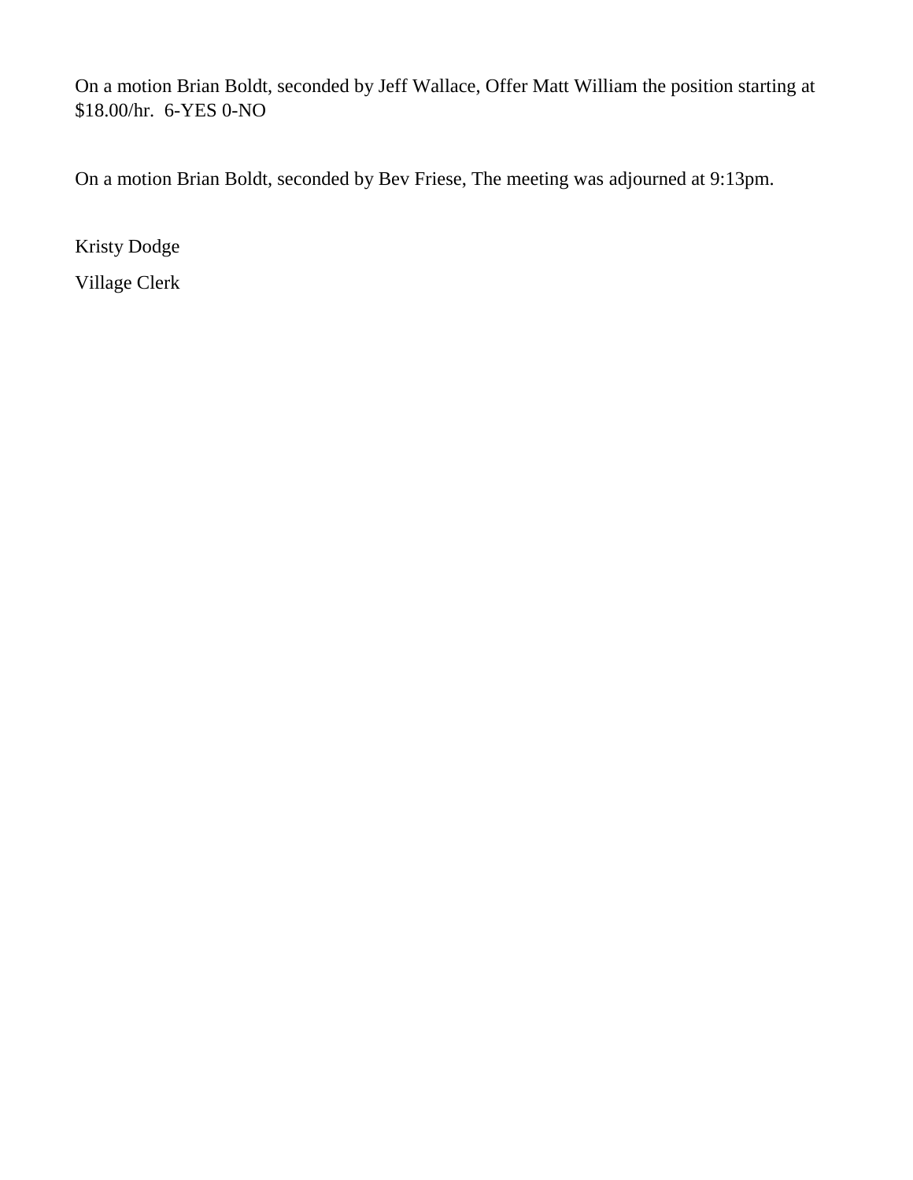On a motion Brian Boldt, seconded by Jeff Wallace, Offer Matt William the position starting at $18.00/hr. 6-YES 0-NO

On a motion Brian Boldt, seconded by Bev Friese, The meeting was adjourned at 9:13pm.

Kristy Dodge

Village Clerk